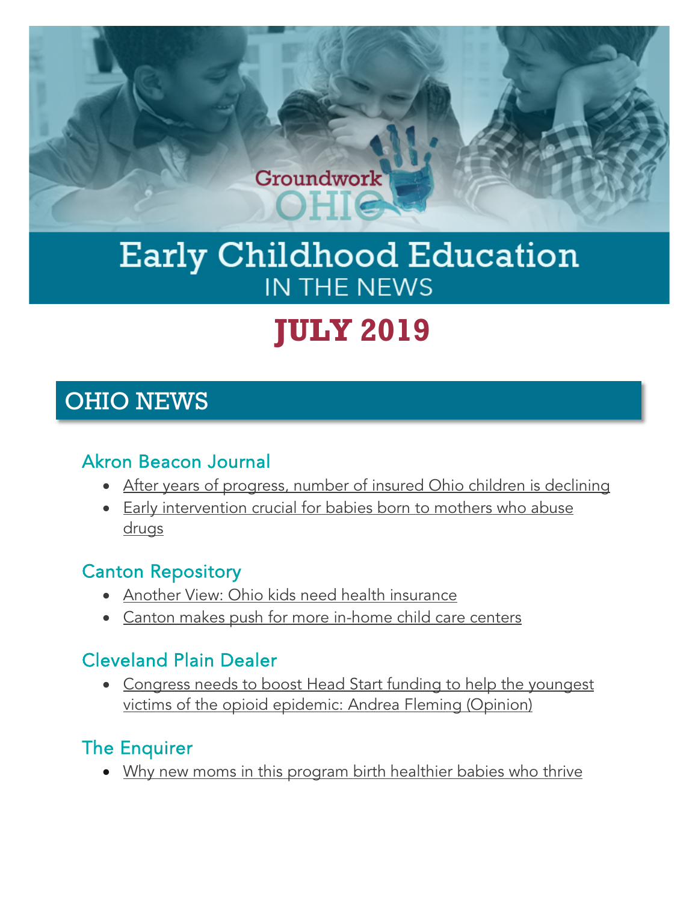Groundwork OHIO

# Early Childhood Education IN THE NEWS

# JULY 2019

## OHIO NEWS

### Akron Beacon Journal

- After years of progress, number of insured Ohio children is declining
- Early intervention crucial for babies born to mothers who abuse drugs

### Canton Repository

- Another View: Ohio kids need health insurance
- Canton makes push for more in-home child care centers

### Cleveland Plain Dealer

- Congress needs to boost Head Start funding to help the youngest victims of the opioid epidemic: Andrea Fleming (Opinion)

### The Enquirer

- Why new moms in this program birth healthier babies who thrive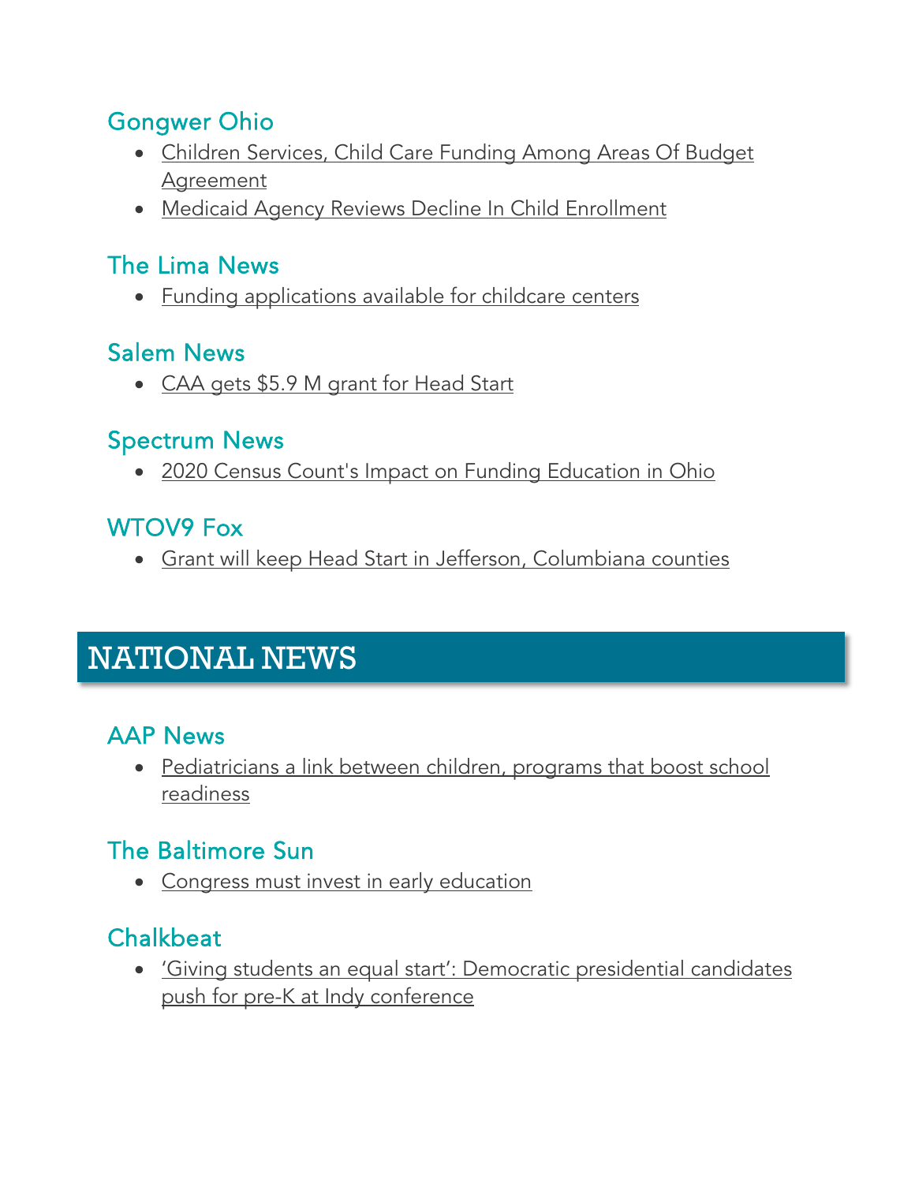### Gongwer Ohio

- Children Services, Child Care Funding Among Areas Of Budget Agreement
- Medicaid Agency Reviews Decline In Child Enrollment

### The Lima News

- Funding applications available for childcare centers

### Salem News

- CAA gets $5.9 M grant for Head Start

### Spectrum News

- 2020 Census Count's Impact on Funding Education in Ohio

### WTOV9 Fox

- Grant will keep Head Start in Jefferson, Columbiana counties

## NATIONAL NEWS

### AAP News

- Pediatricians a link between children, programs that boost school readiness

### The Baltimore Sun

- Congress must invest in early education

### Chalkbeat

- 'Giving students an equal start': Democratic presidential candidates push for pre-K at Indy conference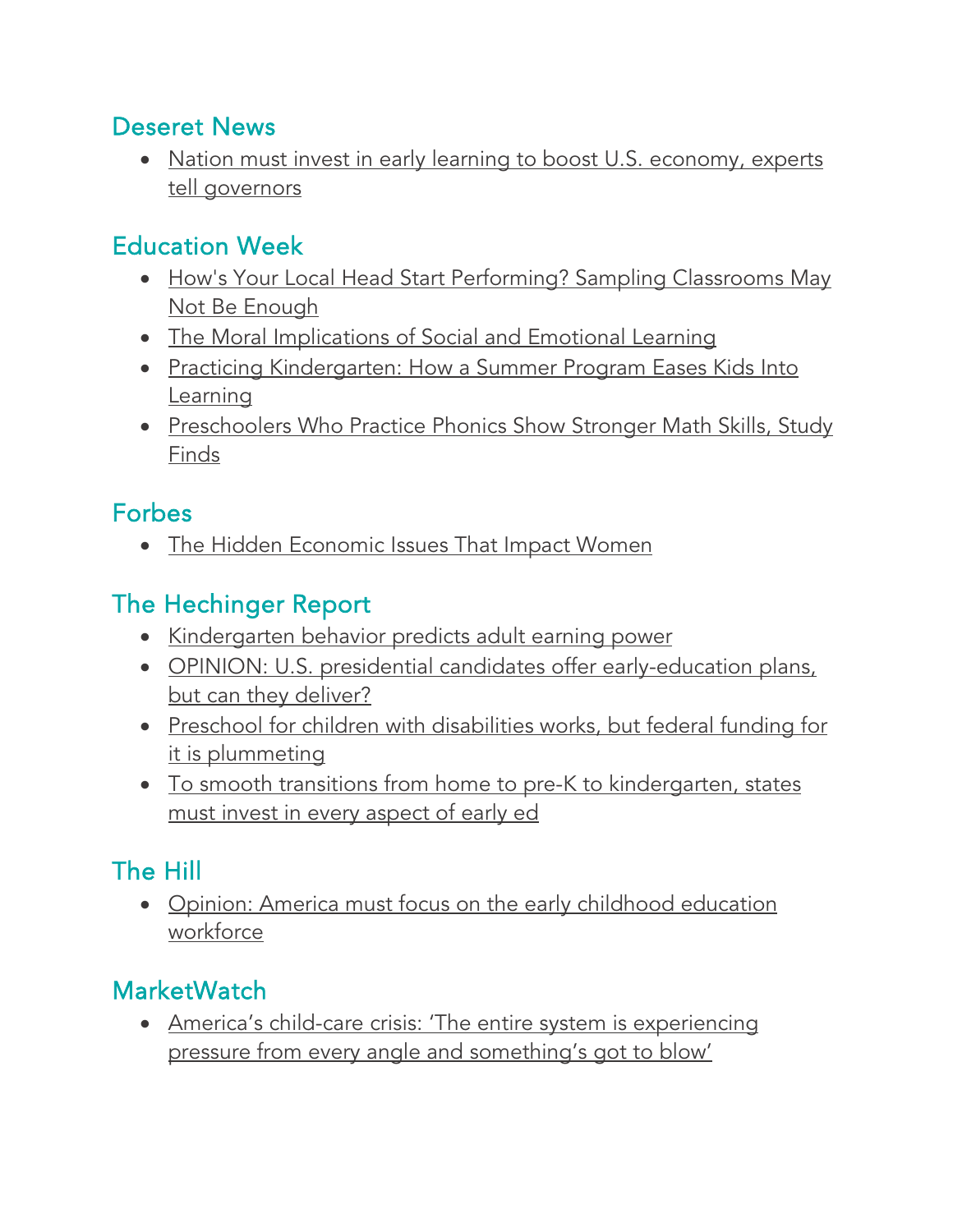## Deseret News

- Nation must invest in early learning to boost U.S. economy, experts tell governors

## Education Week

- How's Your Local Head Start Performing? Sampling Classrooms May Not Be Enough
- The Moral Implications of Social and Emotional Learning
- Practicing Kindergarten: How a Summer Program Eases Kids Into Learning
- Preschoolers Who Practice Phonics Show Stronger Math Skills, Study Finds

## Forbes

- The Hidden Economic Issues That Impact Women

## The Hechinger Report

- Kindergarten behavior predicts adult earning power
- OPINION: U.S. presidential candidates offer early-education plans, but can they deliver?
- Preschool for children with disabilities works, but federal funding for it is plummeting
- To smooth transitions from home to pre-K to kindergarten, states must invest in every aspect of early ed

## The Hill

- Opinion: America must focus on the early childhood education workforce

## MarketWatch

- America's child-care crisis: 'The entire system is experiencing pressure from every angle and something's got to blow'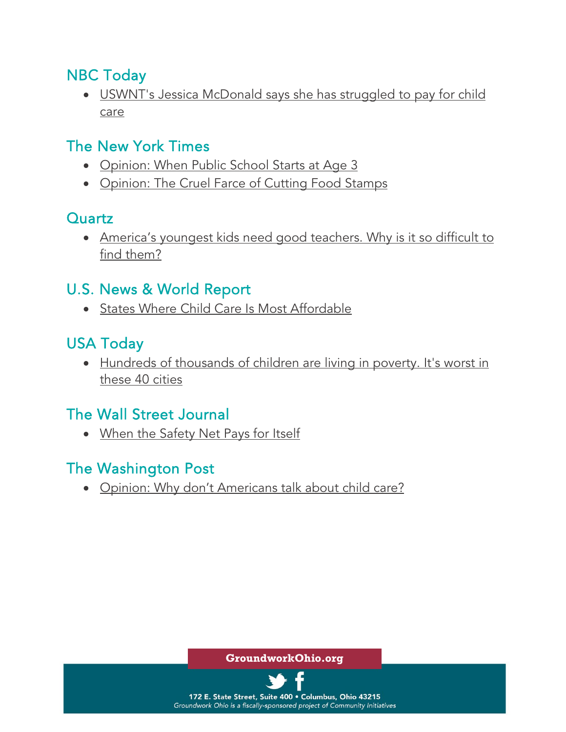## NBC Today

- USWNT's Jessica McDonald says she has struggled to pay for child care

## The New York Times

- Opinion: When Public School Starts at Age 3
- Opinion: The Cruel Farce of Cutting Food Stamps

## Quartz

- America's youngest kids need good teachers. Why is it so difficult to find them?

## U.S. News & World Report

- States Where Child Care Is Most Affordable

## USA Today

- Hundreds of thousands of children are living in poverty. It's worst in these 40 cities

## The Wall Street Journal

- When the Safety Net Pays for Itself

## The Washington Post

- Opinion: Why don't Americans talk about child care?

**GroundworkOhio.org**

172 E. State Street, Suite 400 • Columbus, Ohio 43215

*Groundwork Ohio is a fiscally-sponsored project of Community Initiatives*